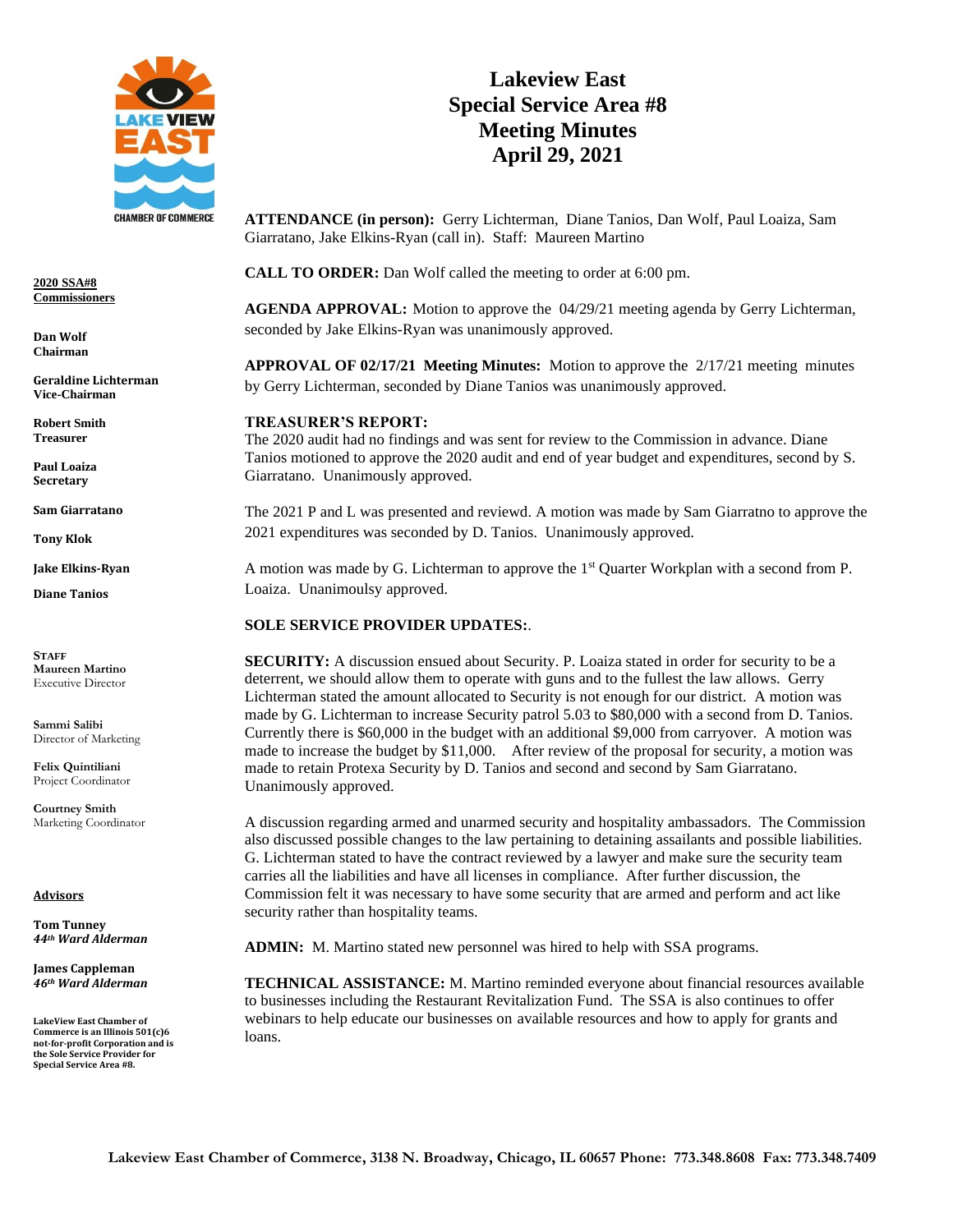# Lakeview East
# Special Service Area #8
# Meeting Minutes
# April 29, 2021

**2020 SSA#8 Commissioners**

**Dan Wolf**
**Chairman**

**Geraldine Lichterman**
**Vice-Chairman**

**Robert Smith**
**Treasurer**

**Paul Loaiza**
**Secretary**

**Sam Giarratano**

**Tony Klok**

**Jake Elkins-Ryan**

**Diane Tanios**

**STAFF**
**Maureen Martino**
Executive Director

**Sammi Salibi**
Director of Marketing

**Felix Quintiliani**
Project Coordinator

**Courtney Smith**
Marketing Coordinator

**Advisors**

**Tom Tunney**
***44th Ward Alderman***

**James Cappleman**
***46th Ward Alderman***

**LakeView East Chamber of Commerce is an Illinois 501(c)6 not-for-profit Corporation and is the Sole Service Provider for Special Service Area #8.**

**ATTENDANCE (in person):** Gerry Lichterman, Diane Tanios, Dan Wolf, Paul Loaiza, Sam Giarratano, Jake Elkins-Ryan (call in). Staff: Maureen Martino

**CALL TO ORDER:** Dan Wolf called the meeting to order at 6:00 pm.

**AGENDA APPROVAL:** Motion to approve the 04/29/21 meeting agenda by Gerry Lichterman, seconded by Jake Elkins-Ryan was unanimously approved.

**APPROVAL OF 02/17/21 Meeting Minutes:** Motion to approve the 2/17/21 meeting minutes by Gerry Lichterman, seconded by Diane Tanios was unanimously approved.

**TREASURER'S REPORT:**
The 2020 audit had no findings and was sent for review to the Commission in advance. Diane Tanios motioned to approve the 2020 audit and end of year budget and expenditures, second by S. Giarratano. Unanimously approved.

The 2021 P and L was presented and reviewd. A motion was made by Sam Giarratno to approve the 2021 expenditures was seconded by D. Tanios. Unanimously approved.

A motion was made by G. Lichterman to approve the 1st Quarter Workplan with a second from P. Loaiza. Unanimoulsy approved.

**SOLE SERVICE PROVIDER UPDATES:**.

**SECURITY:** A discussion ensued about Security. P. Loaiza stated in order for security to be a deterrent, we should allow them to operate with guns and to the fullest the law allows. Gerry Lichterman stated the amount allocated to Security is not enough for our district. A motion was made by G. Lichterman to increase Security patrol 5.03 to $80,000 with a second from D. Tanios. Currently there is $60,000 in the budget with an additional $9,000 from carryover. A motion was made to increase the budget by $11,000. After review of the proposal for security, a motion was made to retain Protexa Security by D. Tanios and second and second by Sam Giarratano. Unanimously approved.

A discussion regarding armed and unarmed security and hospitality ambassadors. The Commission also discussed possible changes to the law pertaining to detaining assailants and possible liabilities. G. Lichterman stated to have the contract reviewed by a lawyer and make sure the security team carries all the liabilities and have all licenses in compliance. After further discussion, the Commission felt it was necessary to have some security that are armed and perform and act like security rather than hospitality teams.

**ADMIN:** M. Martino stated new personnel was hired to help with SSA programs.

**TECHNICAL ASSISTANCE:** M. Martino reminded everyone about financial resources available to businesses including the Restaurant Revitalization Fund. The SSA is also continues to offer webinars to help educate our businesses on available resources and how to apply for grants and loans.

**Lakeview East Chamber of Commerce, 3138 N. Broadway, Chicago, IL 60657 Phone: 773.348.8608 Fax: 773.348.7409**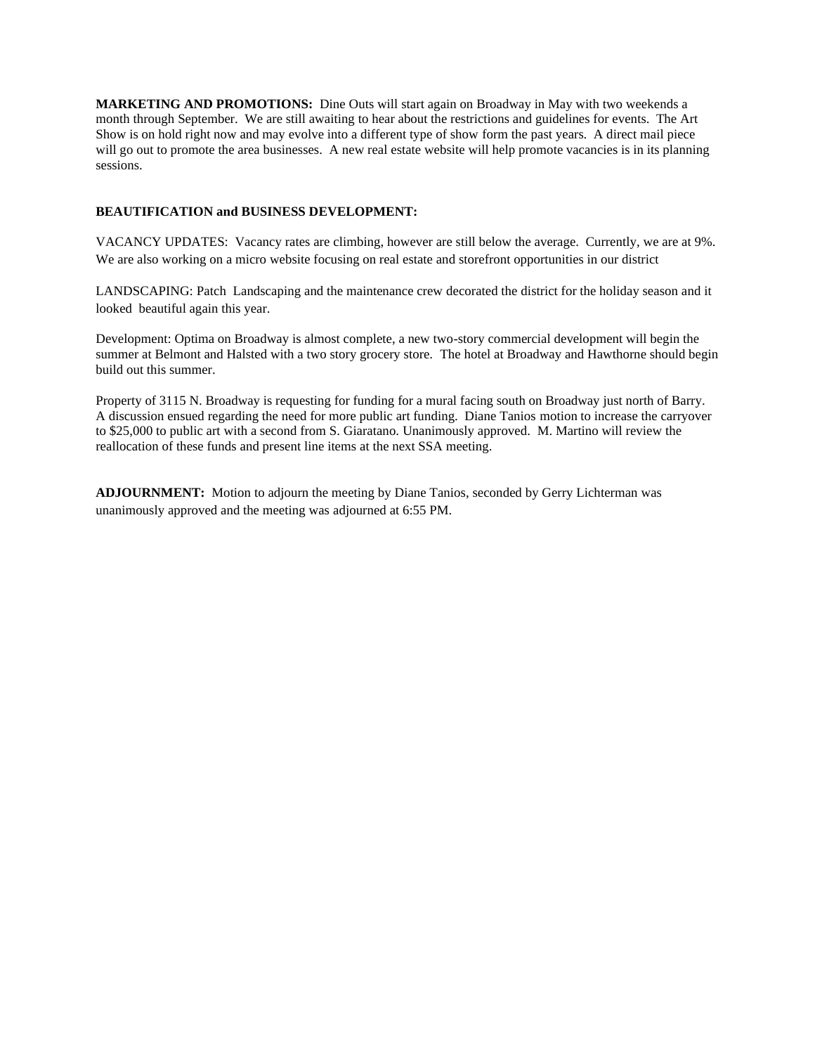**MARKETING AND PROMOTIONS:** Dine Outs will start again on Broadway in May with two weekends a month through September. We are still awaiting to hear about the restrictions and guidelines for events. The Art Show is on hold right now and may evolve into a different type of show form the past years. A direct mail piece will go out to promote the area businesses. A new real estate website will help promote vacancies is in its planning sessions.

**BEAUTIFICATION and BUSINESS DEVELOPMENT:**

VACANCY UPDATES: Vacancy rates are climbing, however are still below the average. Currently, we are at 9%. We are also working on a micro website focusing on real estate and storefront opportunities in our district

LANDSCAPING: Patch Landscaping and the maintenance crew decorated the district for the holiday season and it looked beautiful again this year.

Development: Optima on Broadway is almost complete, a new two-story commercial development will begin the summer at Belmont and Halsted with a two story grocery store. The hotel at Broadway and Hawthorne should begin build out this summer.

Property of 3115 N. Broadway is requesting for funding for a mural facing south on Broadway just north of Barry. A discussion ensued regarding the need for more public art funding. Diane Tanios motion to increase the carryover to $25,000 to public art with a second from S. Giaratano. Unanimously approved. M. Martino will review the reallocation of these funds and present line items at the next SSA meeting.

**ADJOURNMENT:** Motion to adjourn the meeting by Diane Tanios, seconded by Gerry Lichterman was unanimously approved and the meeting was adjourned at 6:55 PM.